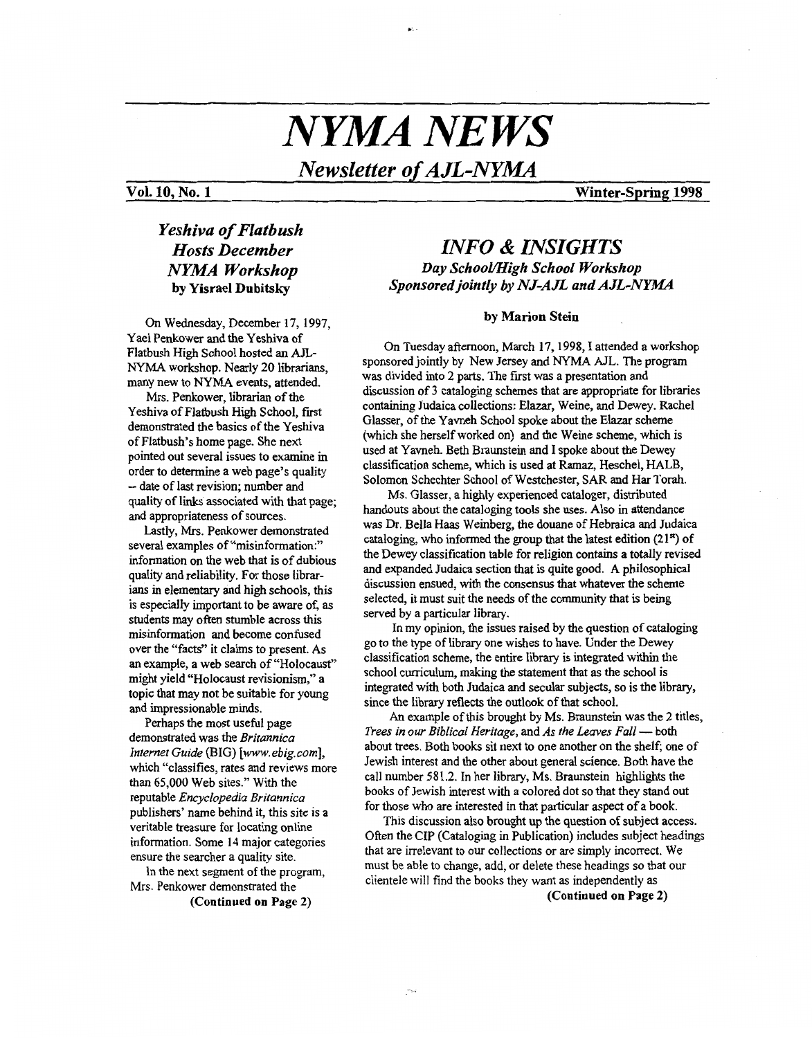# NYMA NEWS

## *Newsletter of AJL-NYMA*

**Vol. 10, No. 1** **Winter-Spring 1998**

## *Yeshiva of Flatbush Hosts December NYMA Workshop*

**by Yisrael Dubitsky**

On Wednesday, December 17, 1997, Yael Penkower and the Yeshiva of Flatbush High School hosted an AJL-NYMA workshop. Nearly 20 librarians, many new to NYMA events, attended.

Mrs. Penkower, librarian of the Yeshiva of Flatbush High School, first demonstrated the basics of the Yeshiva of Flatbush's home page. She next pointed out several issues to examine in order to determine a web page's quality -- date of last revision; number and quality of links associated with that page; and appropriateness of sources.

Lastly, Mrs. Penkower demonstrated several examples of "misinformation:" information on the web that is of dubious quality and reliability. For those librarians in elementary and high schools, this is especially important to be aware of, as students may often stumble across this misinformation and become confused over the "facts" it claims to present. As an example, a web search of "Holocaust" might yield "Holocaust revisionism," a topic that may not be suitable for young and impressionable minds.

Perhaps the most useful page demonstrated was the *Britannica Internet Guide* (BIG) [*www.ebig.com*], which "classifies, rates and reviews more than 65,000 Web sites." With the reputable *Encyclopedia Britannica* publishers' name behind it, this site is a veritable treasure for locating online information. Some 14 major categories ensure the searcher a quality site.

In the next segment of the program, Mrs. Penkower demonstrated the

**(Continued on Page 2)**

## *INFO & INSIGHTS*

### *Day School/High School Workshop Sponsored jointly by NJ-AJL and AJL-NYMA*

**by Marion Stein**

On Tuesday afternoon, March 17, 1998, I attended a workshop sponsored jointly by New Jersey and NYMA AJL. The program was divided into 2 parts. The first was a presentation and discussion of 3 cataloging schemes that are appropriate for libraries containing Judaica collections: Elazar, Weine, and Dewey. Rachel Glasser, of the Yavneh School spoke about the Elazar scheme (which she herself worked on) and the Weine scheme, which is used at Yavneh. Beth Braunstein and I spoke about the Dewey classification scheme, which is used at Ramaz, Heschel, HALB, Solomon Schechter School of Westchester, SAR and Har Torah.

Ms. Glasser, a highly experienced cataloger, distributed handouts about the cataloging tools she uses. Also in attendance was Dr. Bella Haas Weinberg, the douane of Hebraica and Judaica cataloging, who informed the group that the latest edition (21st) of the Dewey classification table for religion contains a totally revised and expanded Judaica section that is quite good. A philosophical discussion ensued, with the consensus that whatever the scheme selected, it must suit the needs of the community that is being served by a particular library.

In my opinion, the issues raised by the question of cataloging go to the type of library one wishes to have. Under the Dewey classification scheme, the entire library is integrated within the school curriculum, making the statement that as the school is integrated with both Judaica and secular subjects, so is the library, since the library reflects the outlook of that school.

An example of this brought by Ms. Braunstein was the 2 titles, *Trees in our Biblical Heritage*, and *As the Leaves Fall* — both about trees. Both books sit next to one another on the shelf; one of Jewish interest and the other about general science. Both have the call number 581.2. In her library, Ms. Braunstein highlights the books of Jewish interest with a colored dot so that they stand out for those who are interested in that particular aspect of a book.

This discussion also brought up the question of subject access. Often the CIP (Cataloging in Publication) includes subject headings that are irrelevant to our collections or are simply incorrect. We must be able to change, add, or delete these headings so that our clientele will find the books they want as independently as

**(Continued on Page 2)**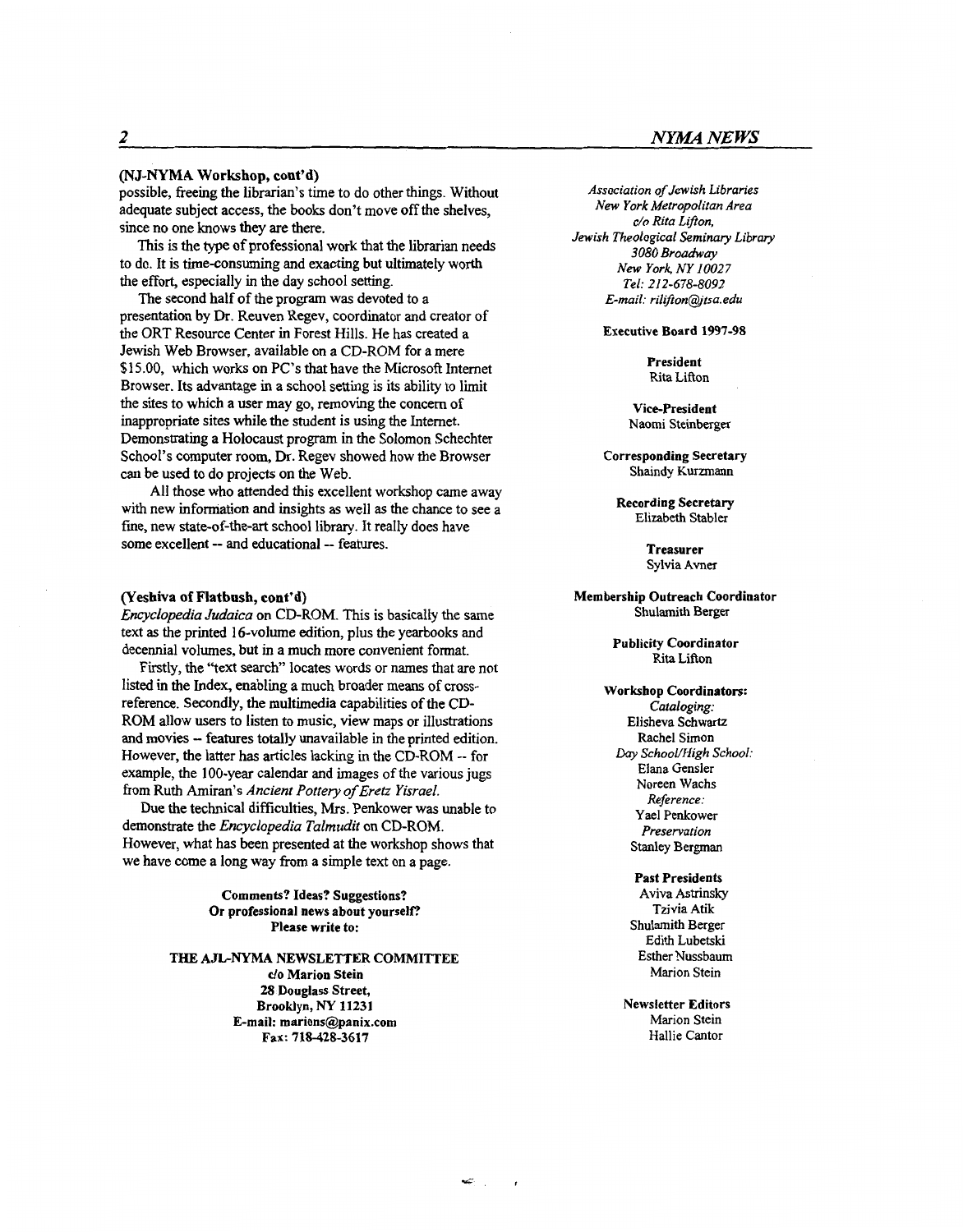**(NJ-NYMA Workshop, cont'd)**

possible, freeing the librarian's time to do other things. Without adequate subject access, the books don't move off the shelves, since no one knows they are there.

This is the type of professional work that the librarian needs to do. It is time-consuming and exacting but ultimately worth the effort, especially in the day school setting.

The second half of the program was devoted to a presentation by Dr. Reuven Regev, coordinator and creator of the ORT Resource Center in Forest Hills. He has created a Jewish Web Browser, available on a CD-ROM for a mere $15.00, which works on PC's that have the Microsoft Internet Browser. Its advantage in a school setting is its ability to limit the sites to which a user may go, removing the concern of inappropriate sites while the student is using the Internet. Demonstrating a Holocaust program in the Solomon Schechter School's computer room, Dr. Regev showed how the Browser can be used to do projects on the Web.

All those who attended this excellent workshop came away with new information and insights as well as the chance to see a fine, new state-of-the-art school library. It really does have some excellent -- and educational -- features.

**(Yeshiva of Flatbush, cont'd)**

*Encyclopedia Judaica* on CD-ROM. This is basically the same text as the printed 16-volume edition, plus the yearbooks and decennial volumes, but in a much more convenient format.

Firstly, the "text search" locates words or names that are not listed in the Index, enabling a much broader means of cross-reference. Secondly, the multimedia capabilities of the CD-ROM allow users to listen to music, view maps or illustrations and movies -- features totally unavailable in the printed edition. However, the latter has articles lacking in the CD-ROM -- for example, the 100-year calendar and images of the various jugs from Ruth Amiran's *Ancient Pottery of Eretz Yisrael.*

Due the technical difficulties, Mrs. Penkower was unable to demonstrate the *Encyclopedia Talmudit* on CD-ROM. However, what has been presented at the workshop shows that we have come a long way from a simple text on a page.

**Comments? Ideas? Suggestions?**
**Or professional news about yourself?**
**Please write to:**

**THE AJL-NYMA NEWSLETTER COMMITTEE**
**c/o Marion Stein**
**28 Douglass Street,**
**Brooklyn, NY 11231**
**E-mail: marions@panix.com**
**Fax: 718-428-3617**

*Association of Jewish Libraries*
*New York Metropolitan Area*
*c/o Rita Lifton,*
*Jewish Theological Seminary Library*
*3080 Broadway*
*New York, NY 10027*
*Tel: 212-678-8092*
*E-mail: rilifton@jtsa.edu*

**Executive Board 1997-98**

**President**
Rita Lifton

**Vice-President**
Naomi Steinberger

**Corresponding Secretary**
Shaindy Kurzmann

**Recording Secretary**
Elizabeth Stabler

**Treasurer**
Sylvia Avner

**Membership Outreach Coordinator**
Shulamith Berger

**Publicity Coordinator**
Rita Lifton

**Workshop Coordinators:**
*Cataloging:*
Elisheva Schwartz
Rachel Simon
*Day School/High School:*
Elana Gensler
Noreen Wachs
*Reference:*
Yael Penkower
*Preservation*
Stanley Bergman

**Past Presidents**
Aviva Astrinsky
Tzivia Atik
Shulamith Berger
Edith Lubetski
Esther Nussbaum
Marion Stein

**Newsletter Editors**
Marion Stein
Hallie Cantor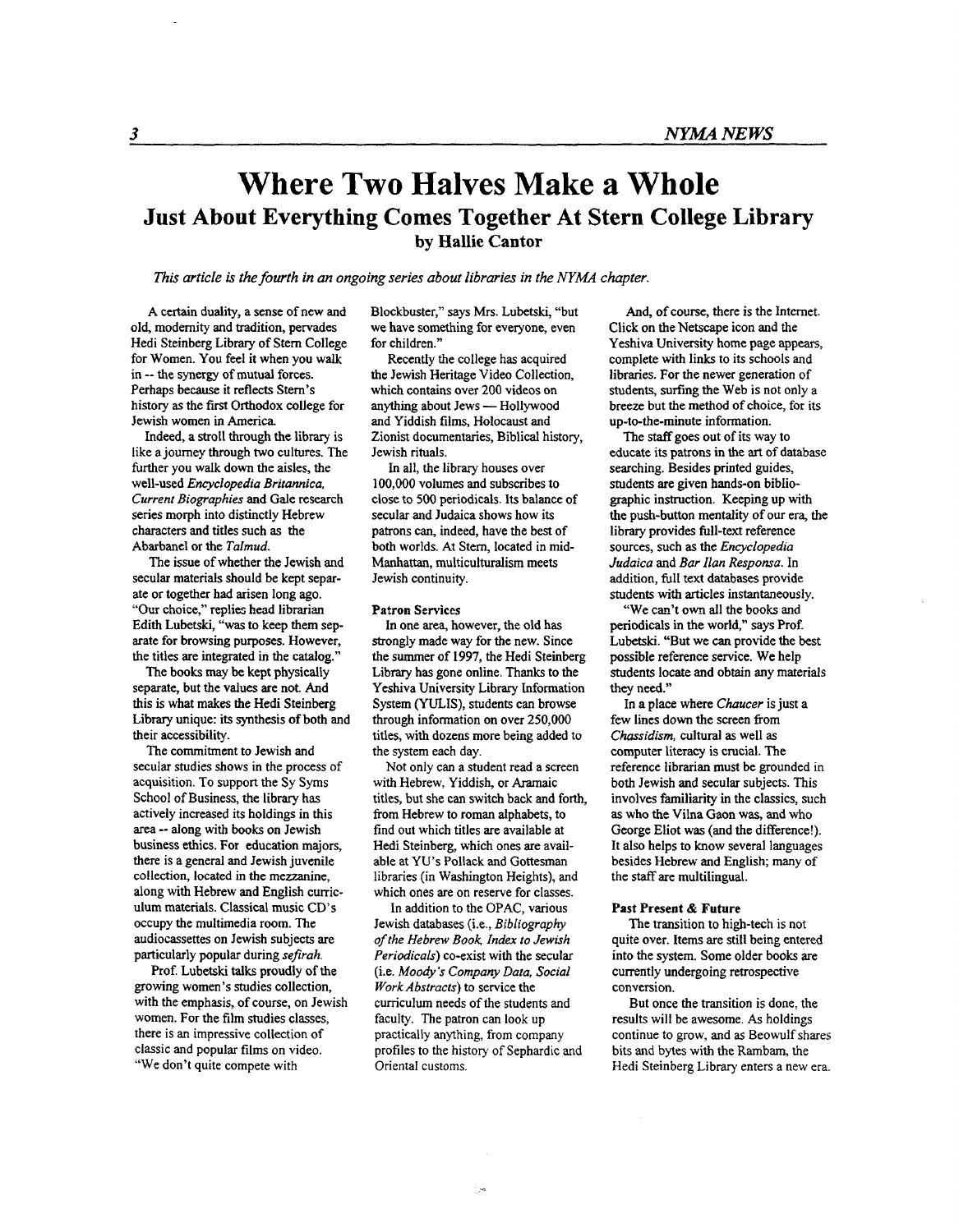# Where Two Halves Make a Whole

## Just About Everything Comes Together At Stern College Library

**by Hallie Cantor**

*This article is the fourth in an ongoing series about libraries in the NYMA chapter.*

A certain duality, a sense of new and old, modernity and tradition, pervades Hedi Steinberg Library of Stern College for Women. You feel it when you walk in -- the synergy of mutual forces. Perhaps because it reflects Stern's history as the first Orthodox college for Jewish women in America.

Indeed, a stroll through the library is like a journey through two cultures. The further you walk down the aisles, the well-used *Encyclopedia Britannica, Current Biographies* and Gale research series morph into distinctly Hebrew characters and titles such as the Abarbanel or the *Talmud*.

The issue of whether the Jewish and secular materials should be kept separate or together had arisen long ago. "Our choice," replies head librarian Edith Lubetski, "was to keep them separate for browsing purposes. However, the titles are integrated in the catalog."

The books may be kept physically separate, but the values are not. And this is what makes the Hedi Steinberg Library unique: its synthesis of both and their accessibility.

The commitment to Jewish and secular studies shows in the process of acquisition. To support the Sy Syms School of Business, the library has actively increased its holdings in this area -- along with books on Jewish business ethics. For education majors, there is a general and Jewish juvenile collection, located in the mezzanine, along with Hebrew and English curriculum materials. Classical music CD's occupy the multimedia room. The audiocassettes on Jewish subjects are particularly popular during *sefirah*.

Prof. Lubetski talks proudly of the growing women's studies collection, with the emphasis, of course, on Jewish women. For the film studies classes, there is an impressive collection of classic and popular films on video. "We don't quite compete with Blockbuster," says Mrs. Lubetski, "but we have something for everyone, even for children."

Recently the college has acquired the Jewish Heritage Video Collection, which contains over 200 videos on anything about Jews — Hollywood and Yiddish films, Holocaust and Zionist documentaries, Biblical history, Jewish rituals.

In all, the library houses over 100,000 volumes and subscribes to close to 500 periodicals. Its balance of secular and Judaica shows how its patrons can, indeed, have the best of both worlds. At Stern, located in mid-Manhattan, multiculturalism meets Jewish continuity.

### Patron Services

In one area, however, the old has strongly made way for the new. Since the summer of 1997, the Hedi Steinberg Library has gone online. Thanks to the Yeshiva University Library Information System (YULIS), students can browse through information on over 250,000 titles, with dozens more being added to the system each day.

Not only can a student read a screen with Hebrew, Yiddish, or Aramaic titles, but she can switch back and forth, from Hebrew to roman alphabets, to find out which titles are available at Hedi Steinberg, which ones are available at YU's Pollack and Gottesman libraries (in Washington Heights), and which ones are on reserve for classes.

In addition to the OPAC, various Jewish databases (i.e., *Bibliography of the Hebrew Book, Index to Jewish Periodicals*) co-exist with the secular (i.e. *Moody's Company Data, Social Work Abstracts*) to service the curriculum needs of the students and faculty. The patron can look up practically anything, from company profiles to the history of Sephardic and Oriental customs.

And, of course, there is the Internet. Click on the Netscape icon and the Yeshiva University home page appears, complete with links to its schools and libraries. For the newer generation of students, surfing the Web is not only a breeze but the method of choice, for its up-to-the-minute information.

The staff goes out of its way to educate its patrons in the art of database searching. Besides printed guides, students are given hands-on bibliographic instruction. Keeping up with the push-button mentality of our era, the library provides full-text reference sources, such as the *Encyclopedia Judaica* and *Bar Ilan Responsa*. In addition, full text databases provide students with articles instantaneously.

"We can't own all the books and periodicals in the world," says Prof. Lubetski. "But we can provide the best possible reference service. We help students locate and obtain any materials they need."

In a place where *Chaucer* is just a few lines down the screen from *Chassidism*, cultural as well as computer literacy is crucial. The reference librarian must be grounded in both Jewish and secular subjects. This involves familiarity in the classics, such as who the Vilna Gaon was, and who George Eliot was (and the difference!). It also helps to know several languages besides Hebrew and English; many of the staff are multilingual.

### Past Present & Future

The transition to high-tech is not quite over. Items are still being entered into the system. Some older books are currently undergoing retrospective conversion.

But once the transition is done, the results will be awesome. As holdings continue to grow, and as Beowulf shares bits and bytes with the Rambam, the Hedi Steinberg Library enters a new era.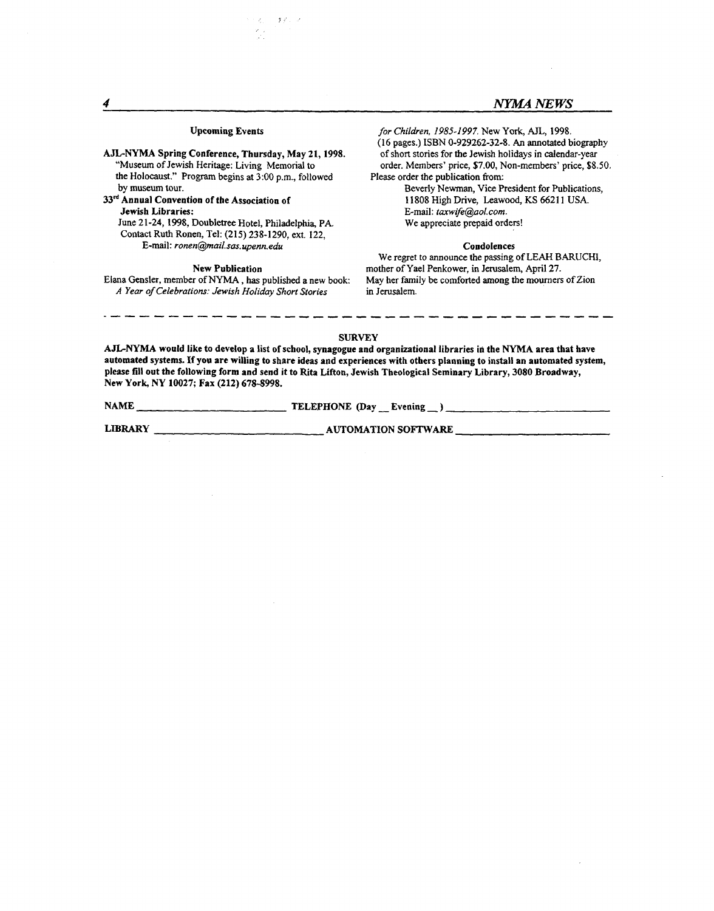### Upcoming Events

**AJL-NYMA Spring Conference, Thursday, May 21, 1998.**
"Museum of Jewish Heritage: Living Memorial to the Holocaust." Program begins at 3:00 p.m., followed by museum tour.

**33rd Annual Convention of the Association of Jewish Libraries:**
June 21-24, 1998, Doubletree Hotel, Philadelphia, PA.
Contact Ruth Ronen, Tel: (215) 238-1290, ext. 122,
E-mail: *ronen@mail.sas.upenn.edu*

### New Publication

Elana Gensler, member of NYMA, has published a new book: *A Year of Celebrations: Jewish Holiday Short Stories for Children, 1985-1997.* New York, AJL, 1998. (16 pages.) ISBN 0-929262-32-8. An annotated biography of short stories for the Jewish holidays in calendar-year order. Members' price, $7.00, Non-members' price, $8.50.
Please order the publication from:

Beverly Newman, Vice President for Publications,
11808 High Drive, Leawood, KS 66211 USA.
E-mail: *taxwife@aol.com*.
We appreciate prepaid orders!

### Condolences

We regret to announce the passing of LEAH BARUCHI, mother of Yael Penkower, in Jerusalem, April 27.
May her family be comforted among the mourners of Zion in Jerusalem.

---

### SURVEY

**AJL-NYMA would like to develop a list of school, synagogue and organizational libraries in the NYMA area that have automated systems. If you are willing to share ideas and experiences with others planning to install an automated system, please fill out the following form and send it to Rita Lifton, Jewish Theological Seminary Library, 3080 Broadway, New York, NY 10027; Fax (212) 678-8998.**

**NAME** ____________________ **TELEPHONE (Day __ Evening __)** ____________________

**LIBRARY** ____________________ **AUTOMATION SOFTWARE** ____________________